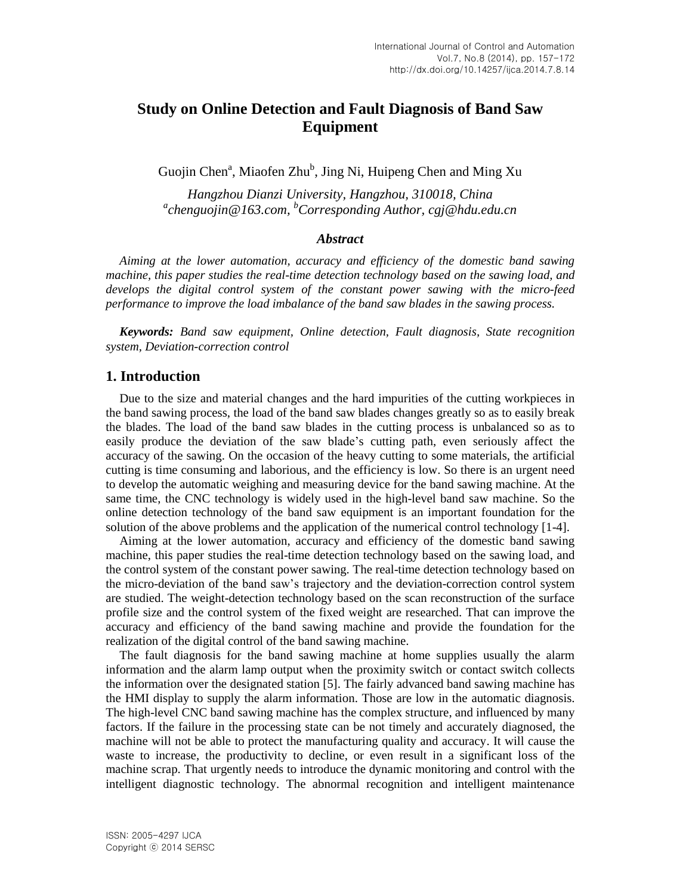# Study on Online Detection and Fault Diagnosis of Band Saw Equipment

Guojin Chen[a], Miaofen Zhu[b], Jing Ni, Huipeng Chen and Ming Xu

*Hangzhou Dianzi University, Hangzhou, 310018, China*
*[a]chenguojin@163.com, [b]Corresponding Author, cgj@hdu.edu.cn*

### *Abstract*

*Aiming at the lower automation, accuracy and efficiency of the domestic band sawing machine, this paper studies the real-time detection technology based on the sawing load, and develops the digital control system of the constant power sawing with the micro-feed performance to improve the load imbalance of the band saw blades in the sawing process.*

***Keywords:*** *Band saw equipment, Online detection, Fault diagnosis, State recognition system, Deviation-correction control*

## 1. Introduction

Due to the size and material changes and the hard impurities of the cutting workpieces in the band sawing process, the load of the band saw blades changes greatly so as to easily break the blades. The load of the band saw blades in the cutting process is unbalanced so as to easily produce the deviation of the saw blade's cutting path, even seriously affect the accuracy of the sawing. On the occasion of the heavy cutting to some materials, the artificial cutting is time consuming and laborious, and the efficiency is low. So there is an urgent need to develop the automatic weighing and measuring device for the band sawing machine. At the same time, the CNC technology is widely used in the high-level band saw machine. So the online detection technology of the band saw equipment is an important foundation for the solution of the above problems and the application of the numerical control technology [1-4].

Aiming at the lower automation, accuracy and efficiency of the domestic band sawing machine, this paper studies the real-time detection technology based on the sawing load, and the control system of the constant power sawing. The real-time detection technology based on the micro-deviation of the band saw's trajectory and the deviation-correction control system are studied. The weight-detection technology based on the scan reconstruction of the surface profile size and the control system of the fixed weight are researched. That can improve the accuracy and efficiency of the band sawing machine and provide the foundation for the realization of the digital control of the band sawing machine.

The fault diagnosis for the band sawing machine at home supplies usually the alarm information and the alarm lamp output when the proximity switch or contact switch collects the information over the designated station [5]. The fairly advanced band sawing machine has the HMI display to supply the alarm information. Those are low in the automatic diagnosis. The high-level CNC band sawing machine has the complex structure, and influenced by many factors. If the failure in the processing state can be not timely and accurately diagnosed, the machine will not be able to protect the manufacturing quality and accuracy. It will cause the waste to increase, the productivity to decline, or even result in a significant loss of the machine scrap. That urgently needs to introduce the dynamic monitoring and control with the intelligent diagnostic technology. The abnormal recognition and intelligent maintenance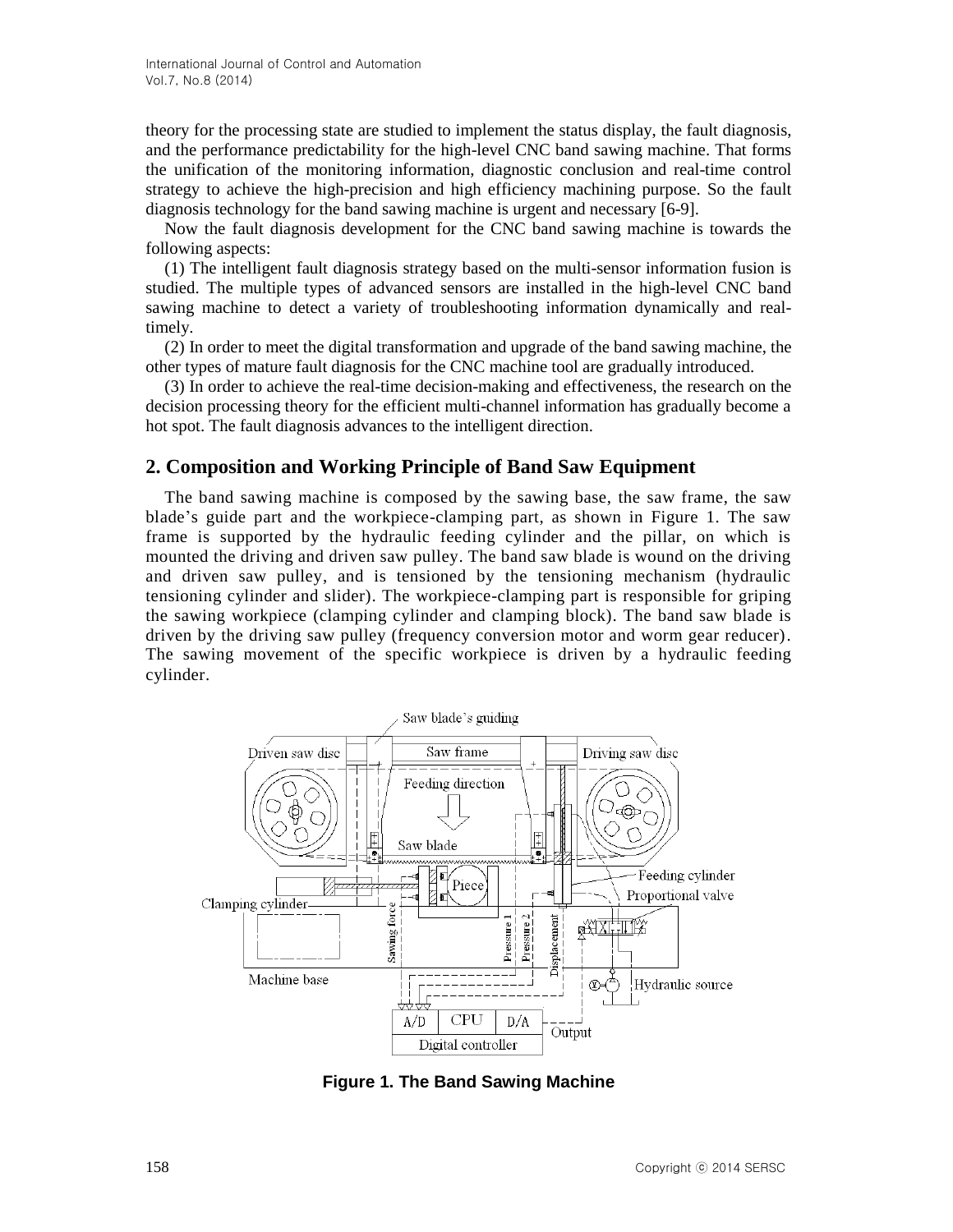theory for the processing state are studied to implement the status display, the fault diagnosis, and the performance predictability for the high-level CNC band sawing machine. That forms the unification of the monitoring information, diagnostic conclusion and real-time control strategy to achieve the high-precision and high efficiency machining purpose. So the fault diagnosis technology for the band sawing machine is urgent and necessary [6-9].

Now the fault diagnosis development for the CNC band sawing machine is towards the following aspects:

(1) The intelligent fault diagnosis strategy based on the multi-sensor information fusion is studied. The multiple types of advanced sensors are installed in the high-level CNC band sawing machine to detect a variety of troubleshooting information dynamically and real-timely.

(2) In order to meet the digital transformation and upgrade of the band sawing machine, the other types of mature fault diagnosis for the CNC machine tool are gradually introduced.

(3) In order to achieve the real-time decision-making and effectiveness, the research on the decision processing theory for the efficient multi-channel information has gradually become a hot spot. The fault diagnosis advances to the intelligent direction.

## 2. Composition and Working Principle of Band Saw Equipment

The band sawing machine is composed by the sawing base, the saw frame, the saw blade's guide part and the workpiece-clamping part, as shown in Figure 1. The saw frame is supported by the hydraulic feeding cylinder and the pillar, on which is mounted the driving and driven saw pulley. The band saw blade is wound on the driving and driven saw pulley, and is tensioned by the tensioning mechanism (hydraulic tensioning cylinder and slider). The workpiece-clamping part is responsible for griping the sawing workpiece (clamping cylinder and clamping block). The band saw blade is driven by the driving saw pulley (frequency conversion motor and worm gear reducer). The sawing movement of the specific workpiece is driven by a hydraulic feeding cylinder.

**Figure 1. The Band Sawing Machine**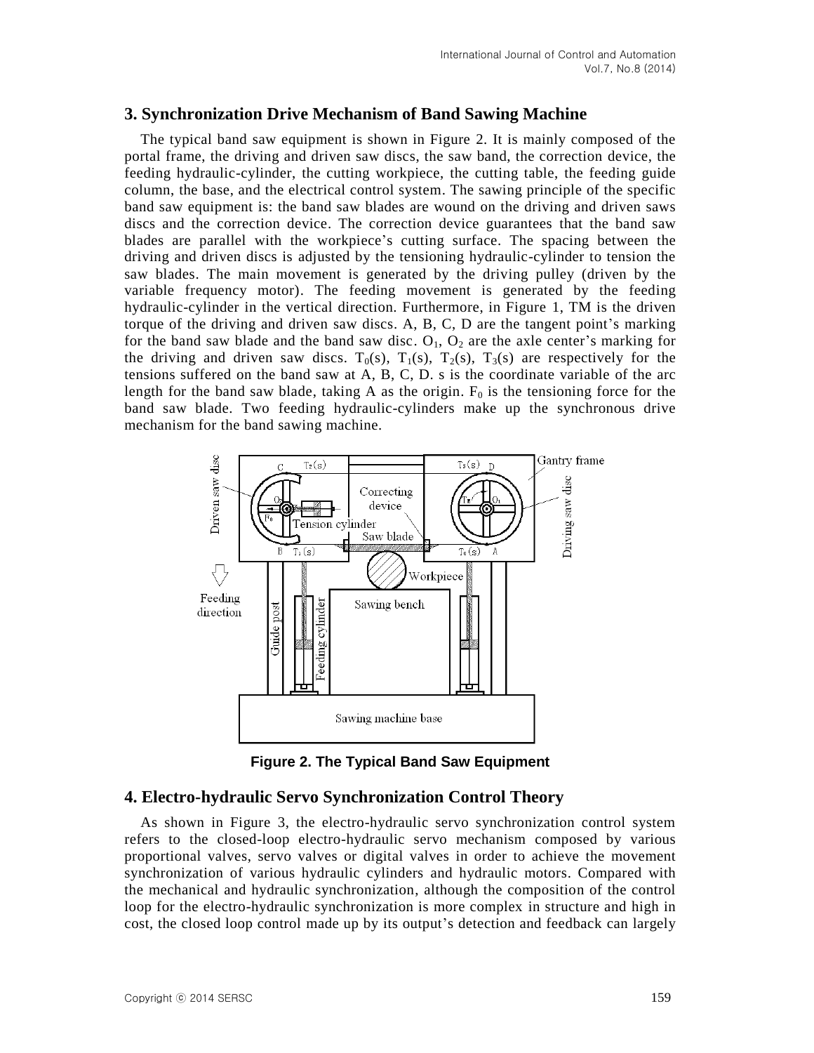## 3. Synchronization Drive Mechanism of Band Sawing Machine

The typical band saw equipment is shown in Figure 2. It is mainly composed of the portal frame, the driving and driven saw discs, the saw band, the correction device, the feeding hydraulic-cylinder, the cutting workpiece, the cutting table, the feeding guide column, the base, and the electrical control system. The sawing principle of the specific band saw equipment is: the band saw blades are wound on the driving and driven saws discs and the correction device. The correction device guarantees that the band saw blades are parallel with the workpiece's cutting surface. The spacing between the driving and driven discs is adjusted by the tensioning hydraulic-cylinder to tension the saw blades. The main movement is generated by the driving pulley (driven by the variable frequency motor). The feeding movement is generated by the feeding hydraulic-cylinder in the vertical direction. Furthermore, in Figure 1, TM is the driven torque of the driving and driven saw discs. A, B, C, D are the tangent point's marking for the band saw blade and the band saw disc. $O_1$, $O_2$ are the axle center's marking for the driving and driven saw discs. $T_0(s)$, $T_1(s)$, $T_2(s)$, $T_3(s)$ are respectively for the tensions suffered on the band saw at A, B, C, D. s is the coordinate variable of the arc length for the band saw blade, taking A as the origin. $F_0$ is the tensioning force for the band saw blade. Two feeding hydraulic-cylinders make up the synchronous drive mechanism for the band sawing machine.

**Figure 2. The Typical Band Saw Equipment**

## 4. Electro-hydraulic Servo Synchronization Control Theory

As shown in Figure 3, the electro-hydraulic servo synchronization control system refers to the closed-loop electro-hydraulic servo mechanism composed by various proportional valves, servo valves or digital valves in order to achieve the movement synchronization of various hydraulic cylinders and hydraulic motors. Compared with the mechanical and hydraulic synchronization, although the composition of the control loop for the electro-hydraulic synchronization is more complex in structure and high in cost, the closed loop control made up by its output's detection and feedback can largely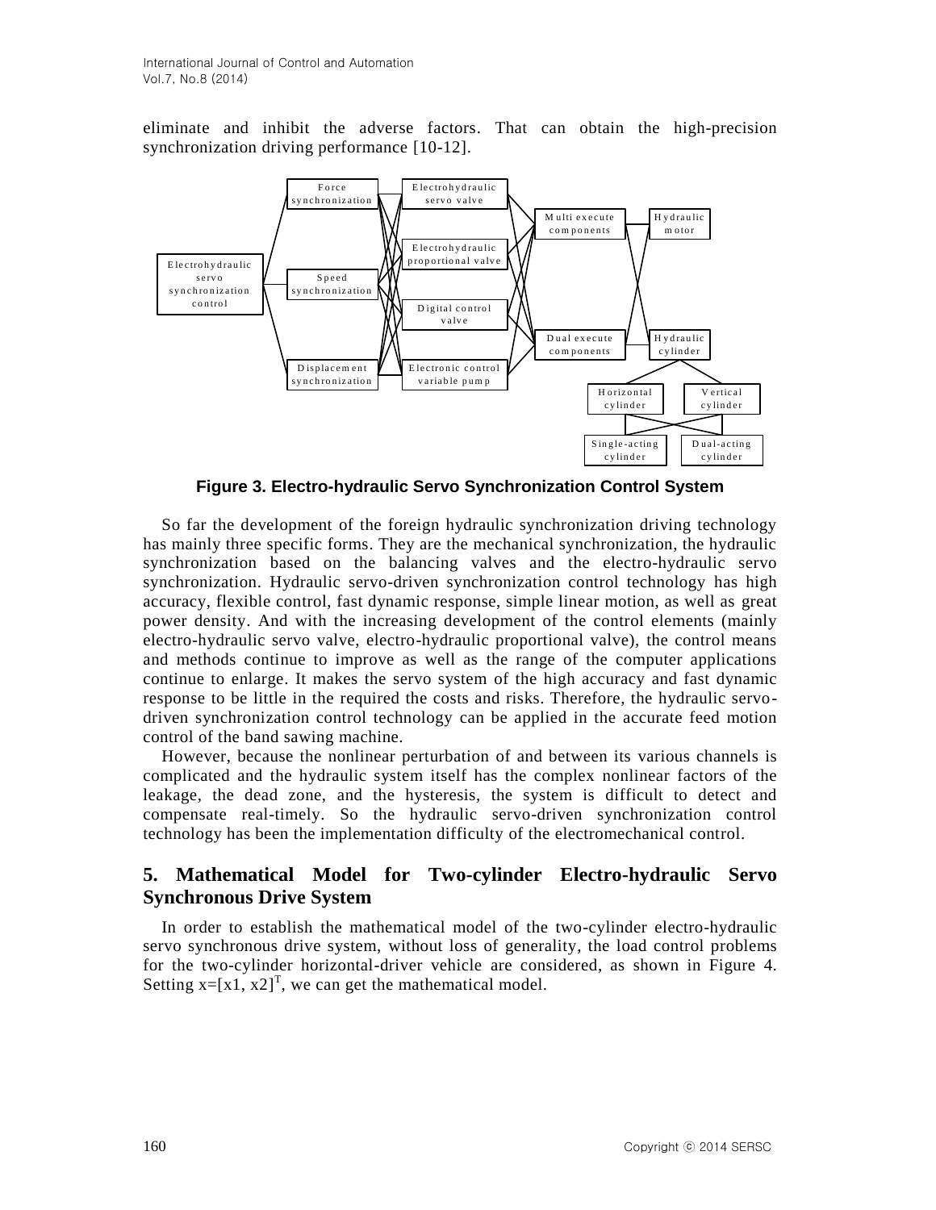eliminate and inhibit the adverse factors. That can obtain the high-precision synchronization driving performance [10-12].

Figure 3. Electro-hydraulic Servo Synchronization Control System

So far the development of the foreign hydraulic synchronization driving technology has mainly three specific forms. They are the mechanical synchronization, the hydraulic synchronization based on the balancing valves and the electro-hydraulic servo synchronization. Hydraulic servo-driven synchronization control technology has high accuracy, flexible control, fast dynamic response, simple linear motion, as well as great power density. And with the increasing development of the control elements (mainly electro-hydraulic servo valve, electro-hydraulic proportional valve), the control means and methods continue to improve as well as the range of the computer applications continue to enlarge. It makes the servo system of the high accuracy and fast dynamic response to be little in the required the costs and risks. Therefore, the hydraulic servo-driven synchronization control technology can be applied in the accurate feed motion control of the band sawing machine.

However, because the nonlinear perturbation of and between its various channels is complicated and the hydraulic system itself has the complex nonlinear factors of the leakage, the dead zone, and the hysteresis, the system is difficult to detect and compensate real-timely. So the hydraulic servo-driven synchronization control technology has been the implementation difficulty of the electromechanical control.

## 5. Mathematical Model for Two-cylinder Electro-hydraulic Servo Synchronous Drive System

In order to establish the mathematical model of the two-cylinder electro-hydraulic servo synchronous drive system, without loss of generality, the load control problems for the two-cylinder horizontal-driver vehicle are considered, as shown in Figure 4. Setting $x=[x1, x2]^T$, we can get the mathematical model.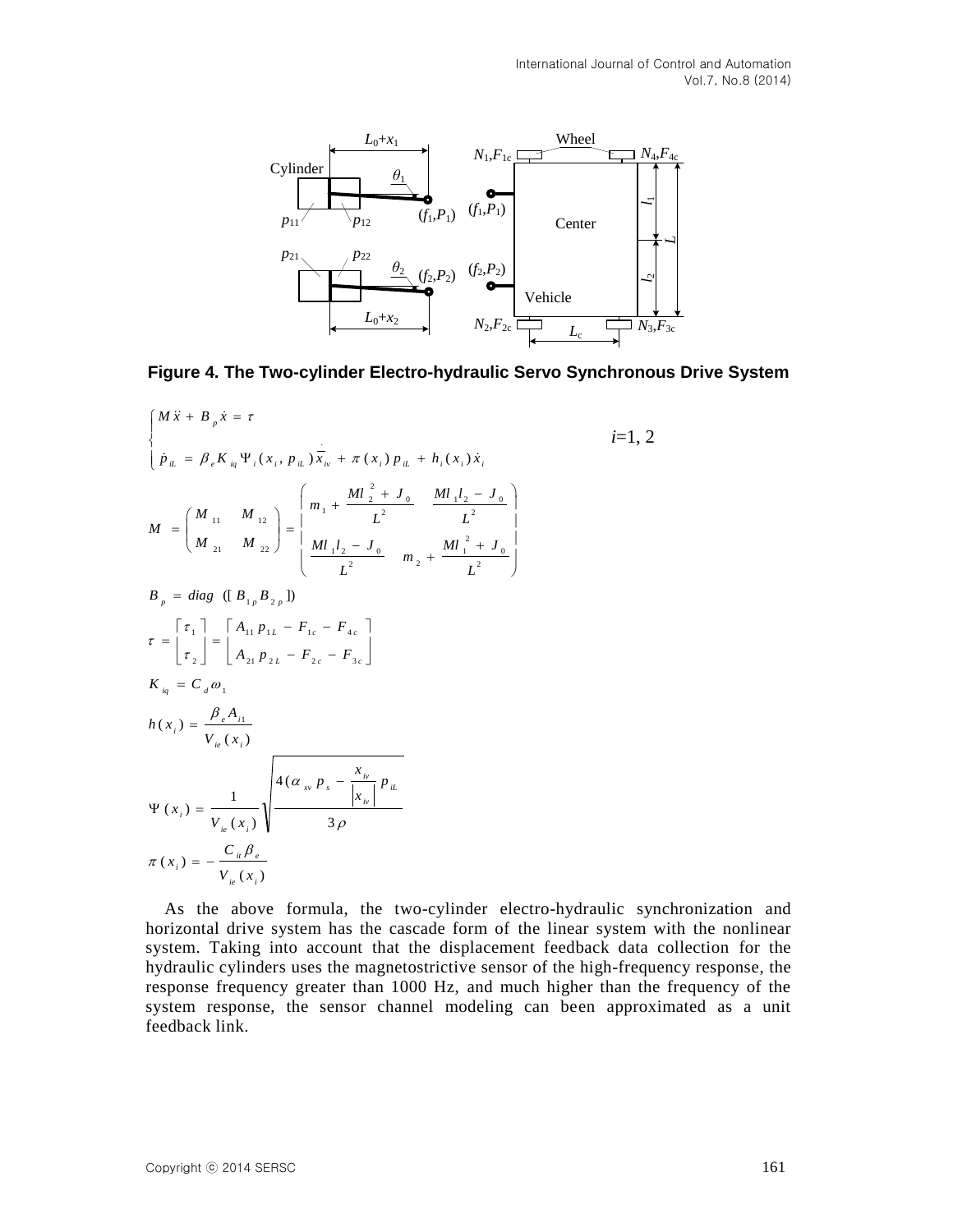Figure 4. The Two-cylinder Electro-hydraulic Servo Synchronous Drive System

$$
\begin{cases}
M\ddot{x} + B_p\dot{x} = \tau \\
\dot{p}_{iL} = \beta_e K_{iq}\Psi_i(x_i, p_{iL})\dot{\bar{x}}_{iv} + \pi(x_i)p_{iL} + h_i(x_i)\dot{x}_i
\end{cases}
\qquad i=1,2
$$

$$
M = \begin{pmatrix} M_{11} & M_{12} \\ M_{21} & M_{22} \end{pmatrix} = \begin{pmatrix} m_1 + \dfrac{Ml_2^2 + J_0}{L^2} & \dfrac{Ml_1 l_2 - J_0}{L^2} \\ \dfrac{Ml_1 l_2 - J_0}{L^2} & m_2 + \dfrac{Ml_1^2 + J_0}{L^2} \end{pmatrix}
$$

$$
B_p = diag\ ([B_{1p} B_{2p}])
$$

$$
\tau = \begin{bmatrix} \tau_1 \\ \tau_2 \end{bmatrix} = \begin{bmatrix} A_{11}p_{1L} - F_{1c} - F_{4c} \\ A_{21}p_{2L} - F_{2c} - F_{3c} \end{bmatrix}
$$

$$
K_{iq} = C_d \omega_1
$$

$$
h(x_i) = \frac{\beta_e A_{i1}}{V_{ie}(x_i)}
$$

$$
\Psi(x_i) = \frac{1}{V_{ie}(x_i)}\sqrt{\frac{4(\alpha_{xv}p_s - \dfrac{x_{iv}}{|x_{iv}|}p_{iL}}{3\rho}}
$$

$$
\pi(x_i) = -\frac{C_{it}\beta_e}{V_{ie}(x_i)}
$$

As the above formula, the two-cylinder electro-hydraulic synchronization and horizontal drive system has the cascade form of the linear system with the nonlinear system. Taking into account that the displacement feedback data collection for the hydraulic cylinders uses the magnetostrictive sensor of the high-frequency response, the response frequency greater than 1000 Hz, and much higher than the frequency of the system response, the sensor channel modeling can been approximated as a unit feedback link.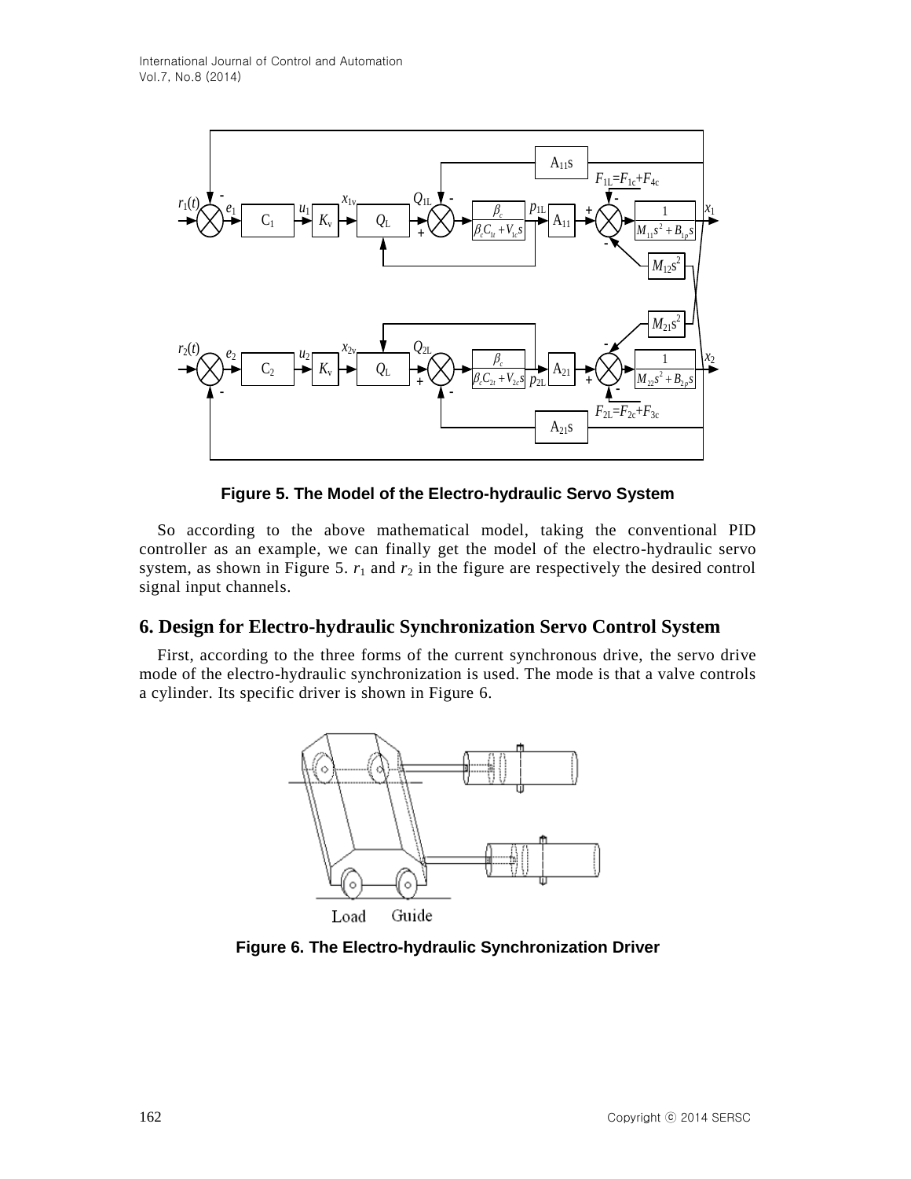Figure 5. The Model of the Electro-hydraulic Servo System

So according to the above mathematical model, taking the conventional PID controller as an example, we can finally get the model of the electro-hydraulic servo system, as shown in Figure 5. $r_1$ and $r_2$ in the figure are respectively the desired control signal input channels.

## 6. Design for Electro-hydraulic Synchronization Servo Control System

First, according to the three forms of the current synchronous drive, the servo drive mode of the electro-hydraulic synchronization is used. The mode is that a valve controls a cylinder. Its specific driver is shown in Figure 6.

Figure 6. The Electro-hydraulic Synchronization Driver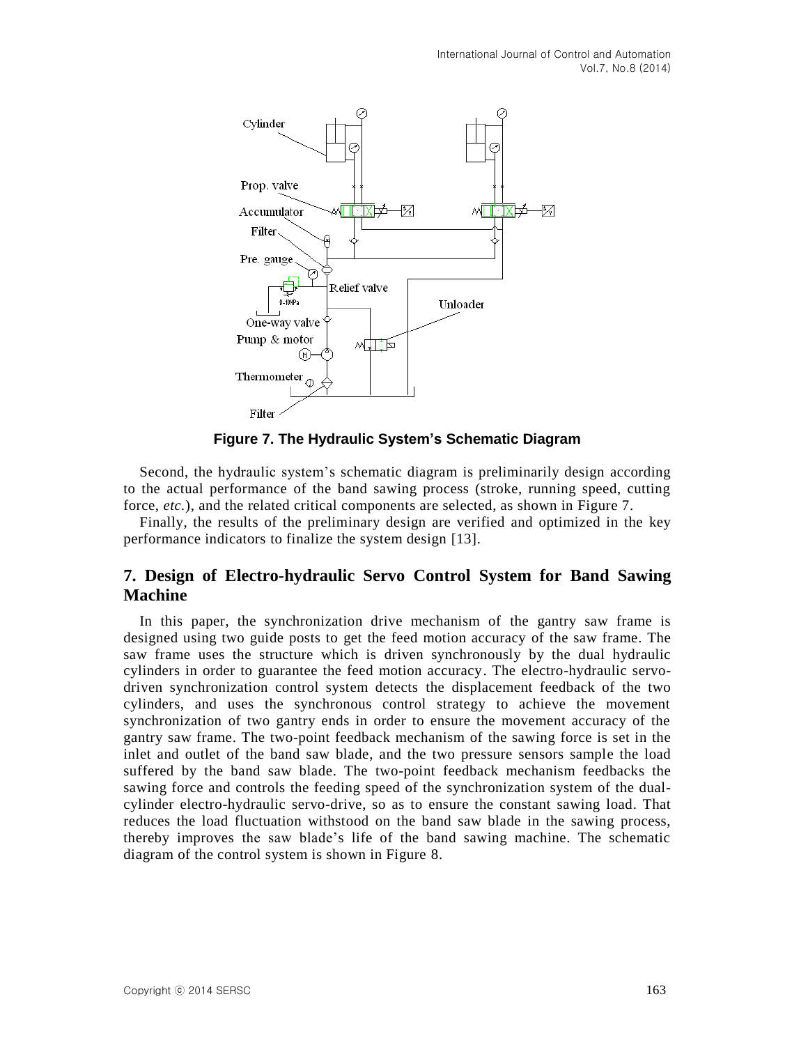Figure 7. The Hydraulic System's Schematic Diagram

Second, the hydraulic system's schematic diagram is preliminarily design according to the actual performance of the band sawing process (stroke, running speed, cutting force, *etc.*), and the related critical components are selected, as shown in Figure 7.

Finally, the results of the preliminary design are verified and optimized in the key performance indicators to finalize the system design [13].

## 7. Design of Electro-hydraulic Servo Control System for Band Sawing Machine

In this paper, the synchronization drive mechanism of the gantry saw frame is designed using two guide posts to get the feed motion accuracy of the saw frame. The saw frame uses the structure which is driven synchronously by the dual hydraulic cylinders in order to guarantee the feed motion accuracy. The electro-hydraulic servo-driven synchronization control system detects the displacement feedback of the two cylinders, and uses the synchronous control strategy to achieve the movement synchronization of two gantry ends in order to ensure the movement accuracy of the gantry saw frame. The two-point feedback mechanism of the sawing force is set in the inlet and outlet of the band saw blade, and the two pressure sensors sample the load suffered by the band saw blade. The two-point feedback mechanism feedbacks the sawing force and controls the feeding speed of the synchronization system of the dual-cylinder electro-hydraulic servo-drive, so as to ensure the constant sawing load. That reduces the load fluctuation withstood on the band saw blade in the sawing process, thereby improves the saw blade's life of the band sawing machine. The schematic diagram of the control system is shown in Figure 8.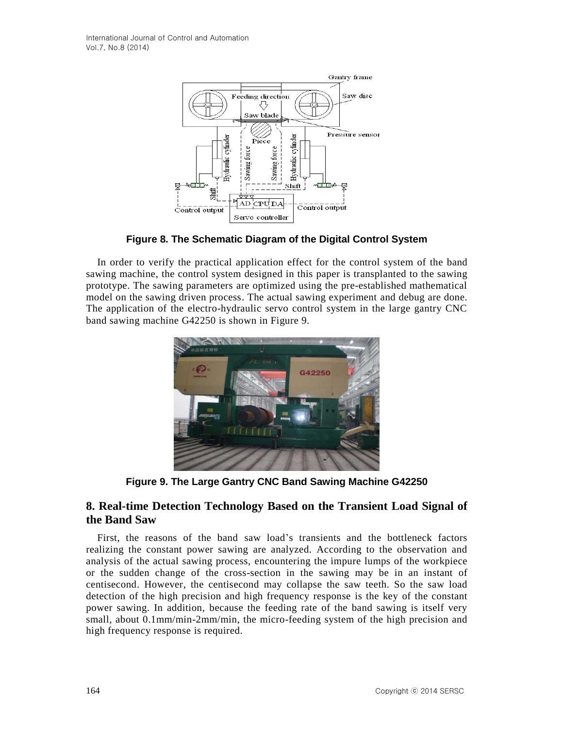**Figure 8. The Schematic Diagram of the Digital Control System**

In order to verify the practical application effect for the control system of the band sawing machine, the control system designed in this paper is transplanted to the sawing prototype. The sawing parameters are optimized using the pre-established mathematical model on the sawing driven process. The actual sawing experiment and debug are done. The application of the electro-hydraulic servo control system in the large gantry CNC band sawing machine G42250 is shown in Figure 9.

**Figure 9. The Large Gantry CNC Band Sawing Machine G42250**

## 8. Real-time Detection Technology Based on the Transient Load Signal of the Band Saw

First, the reasons of the band saw load's transients and the bottleneck factors realizing the constant power sawing are analyzed. According to the observation and analysis of the actual sawing process, encountering the impure lumps of the workpiece or the sudden change of the cross-section in the sawing may be in an instant of centisecond. However, the centisecond may collapse the saw teeth. So the saw load detection of the high precision and high frequency response is the key of the constant power sawing. In addition, because the feeding rate of the band sawing is itself very small, about 0.1mm/min-2mm/min, the micro-feeding system of the high precision and high frequency response is required.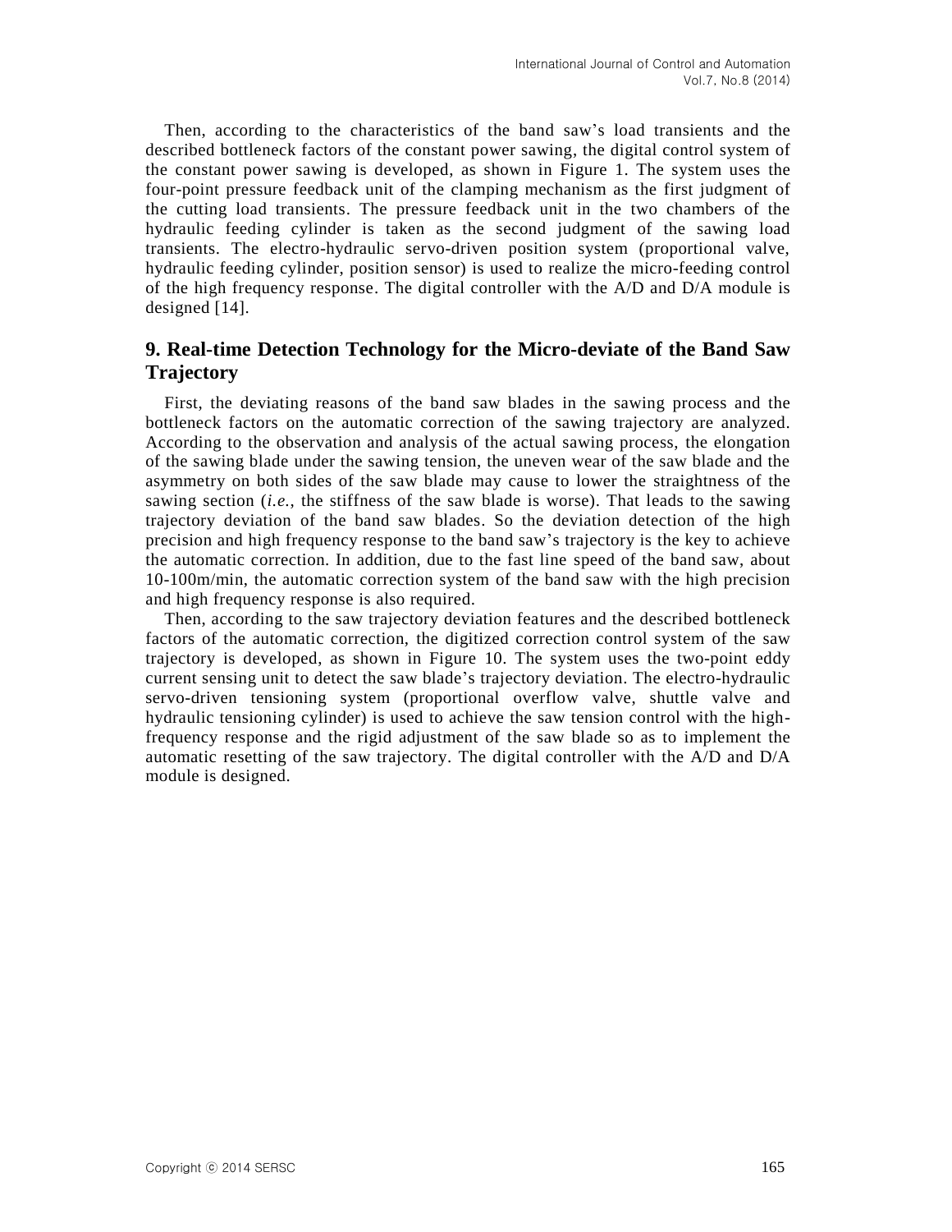Then, according to the characteristics of the band saw's load transients and the described bottleneck factors of the constant power sawing, the digital control system of the constant power sawing is developed, as shown in Figure 1. The system uses the four-point pressure feedback unit of the clamping mechanism as the first judgment of the cutting load transients. The pressure feedback unit in the two chambers of the hydraulic feeding cylinder is taken as the second judgment of the sawing load transients. The electro-hydraulic servo-driven position system (proportional valve, hydraulic feeding cylinder, position sensor) is used to realize the micro-feeding control of the high frequency response. The digital controller with the A/D and D/A module is designed [14].

## 9. Real-time Detection Technology for the Micro-deviate of the Band Saw Trajectory

First, the deviating reasons of the band saw blades in the sawing process and the bottleneck factors on the automatic correction of the sawing trajectory are analyzed. According to the observation and analysis of the actual sawing process, the elongation of the sawing blade under the sawing tension, the uneven wear of the saw blade and the asymmetry on both sides of the saw blade may cause to lower the straightness of the sawing section (*i.e.*, the stiffness of the saw blade is worse). That leads to the sawing trajectory deviation of the band saw blades. So the deviation detection of the high precision and high frequency response to the band saw's trajectory is the key to achieve the automatic correction. In addition, due to the fast line speed of the band saw, about 10-100m/min, the automatic correction system of the band saw with the high precision and high frequency response is also required.

Then, according to the saw trajectory deviation features and the described bottleneck factors of the automatic correction, the digitized correction control system of the saw trajectory is developed, as shown in Figure 10. The system uses the two-point eddy current sensing unit to detect the saw blade's trajectory deviation. The electro-hydraulic servo-driven tensioning system (proportional overflow valve, shuttle valve and hydraulic tensioning cylinder) is used to achieve the saw tension control with the high-frequency response and the rigid adjustment of the saw blade so as to implement the automatic resetting of the saw trajectory. The digital controller with the A/D and D/A module is designed.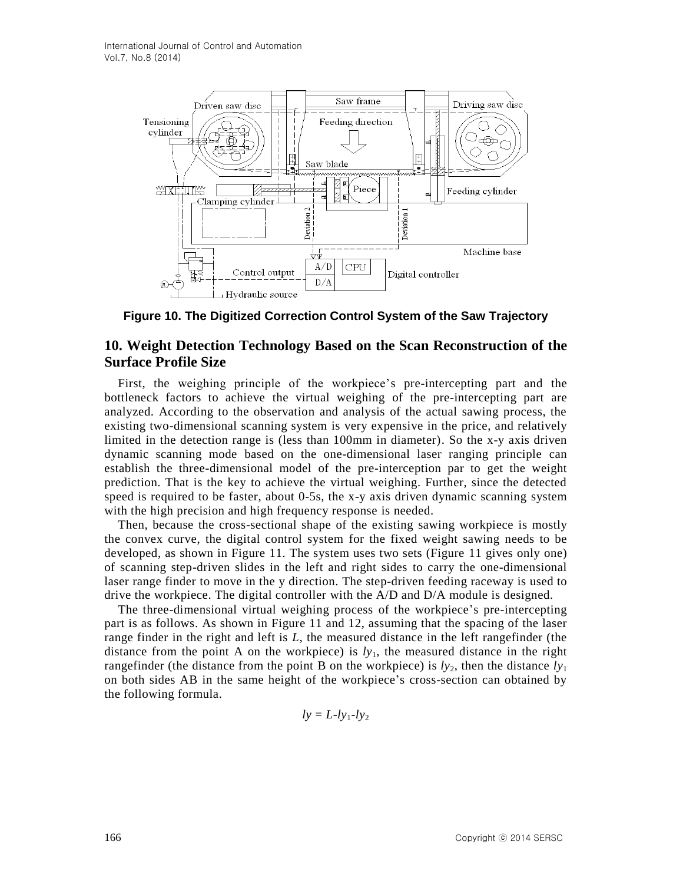Figure 10. The Digitized Correction Control System of the Saw Trajectory

## 10. Weight Detection Technology Based on the Scan Reconstruction of the Surface Profile Size

First, the weighing principle of the workpiece's pre-intercepting part and the bottleneck factors to achieve the virtual weighing of the pre-intercepting part are analyzed. According to the observation and analysis of the actual sawing process, the existing two-dimensional scanning system is very expensive in the price, and relatively limited in the detection range is (less than 100mm in diameter). So the x-y axis driven dynamic scanning mode based on the one-dimensional laser ranging principle can establish the three-dimensional model of the pre-interception par to get the weight prediction. That is the key to achieve the virtual weighing. Further, since the detected speed is required to be faster, about 0-5s, the x-y axis driven dynamic scanning system with the high precision and high frequency response is needed.

Then, because the cross-sectional shape of the existing sawing workpiece is mostly the convex curve, the digital control system for the fixed weight sawing needs to be developed, as shown in Figure 11. The system uses two sets (Figure 11 gives only one) of scanning step-driven slides in the left and right sides to carry the one-dimensional laser range finder to move in the y direction. The step-driven feeding raceway is used to drive the workpiece. The digital controller with the A/D and D/A module is designed.

The three-dimensional virtual weighing process of the workpiece's pre-intercepting part is as follows. As shown in Figure 11 and 12, assuming that the spacing of the laser range finder in the right and left is $L$, the measured distance in the left rangefinder (the distance from the point A on the workpiece) is $ly_1$, the measured distance in the right rangefinder (the distance from the point B on the workpiece) is $ly_2$, then the distance $ly_1$ on both sides AB in the same height of the workpiece's cross-section can obtained by the following formula.

$$ly = L - ly_1 - ly_2$$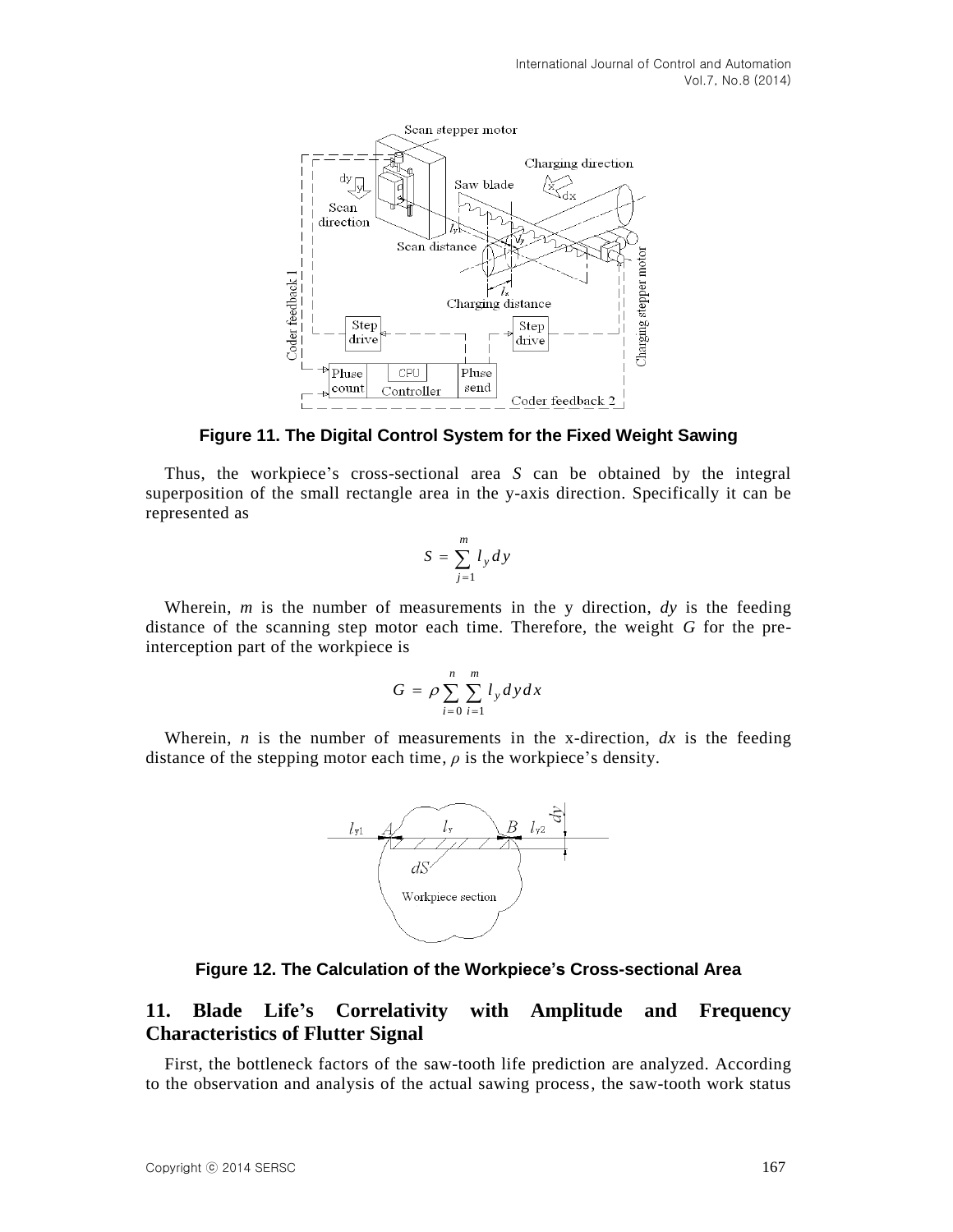**Figure 11. The Digital Control System for the Fixed Weight Sawing**

Thus, the workpiece's cross-sectional area $S$ can be obtained by the integral superposition of the small rectangle area in the y-axis direction. Specifically it can be represented as

$$S = \sum_{j=1}^{m} l_y dy$$

Wherein, $m$ is the number of measurements in the y direction, $dy$ is the feeding distance of the scanning step motor each time. Therefore, the weight $G$ for the pre-interception part of the workpiece is

$$G = \rho \sum_{i=0}^{n} \sum_{i=1}^{m} l_y dy dx$$

Wherein, $n$ is the number of measurements in the x-direction, $dx$ is the feeding distance of the stepping motor each time, $\rho$ is the workpiece's density.

**Figure 12. The Calculation of the Workpiece's Cross-sectional Area**

## 11. Blade Life's Correlativity with Amplitude and Frequency Characteristics of Flutter Signal

First, the bottleneck factors of the saw-tooth life prediction are analyzed. According to the observation and analysis of the actual sawing process, the saw-tooth work status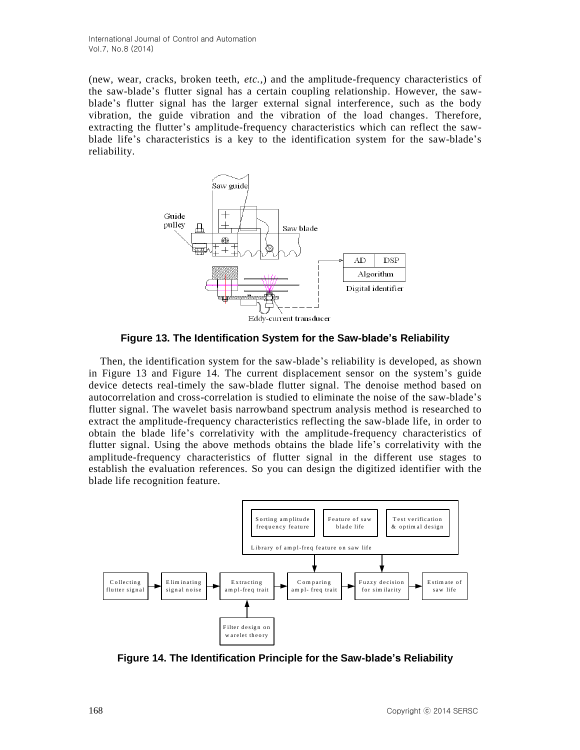(new, wear, cracks, broken teeth, *etc.*,) and the amplitude-frequency characteristics of the saw-blade's flutter signal has a certain coupling relationship. However, the saw-blade's flutter signal has the larger external signal interference, such as the body vibration, the guide vibration and the vibration of the load changes. Therefore, extracting the flutter's amplitude-frequency characteristics which can reflect the saw-blade life's characteristics is a key to the identification system for the saw-blade's reliability.

**Figure 13. The Identification System for the Saw-blade's Reliability**

Then, the identification system for the saw-blade's reliability is developed, as shown in Figure 13 and Figure 14. The current displacement sensor on the system's guide device detects real-timely the saw-blade flutter signal. The denoise method based on autocorrelation and cross-correlation is studied to eliminate the noise of the saw-blade's flutter signal. The wavelet basis narrowband spectrum analysis method is researched to extract the amplitude-frequency characteristics reflecting the saw-blade life, in order to obtain the blade life's correlativity with the amplitude-frequency characteristics of flutter signal. Using the above methods obtains the blade life's correlativity with the amplitude-frequency characteristics of flutter signal in the different use stages to establish the evaluation references. So you can design the digitized identifier with the blade life recognition feature.

**Figure 14. The Identification Principle for the Saw-blade's Reliability**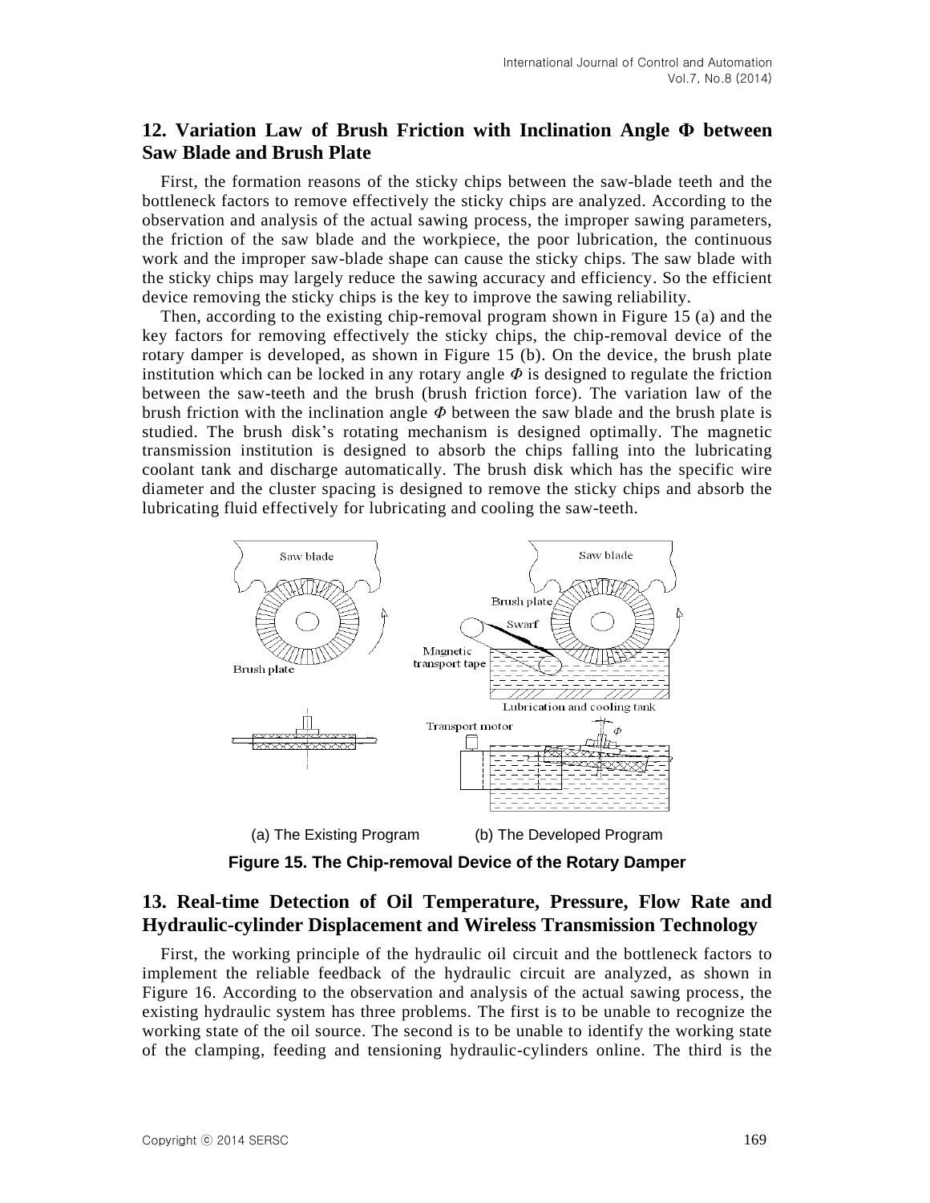## 12. Variation Law of Brush Friction with Inclination Angle Φ between Saw Blade and Brush Plate

First, the formation reasons of the sticky chips between the saw-blade teeth and the bottleneck factors to remove effectively the sticky chips are analyzed. According to the observation and analysis of the actual sawing process, the improper sawing parameters, the friction of the saw blade and the workpiece, the poor lubrication, the continuous work and the improper saw-blade shape can cause the sticky chips. The saw blade with the sticky chips may largely reduce the sawing accuracy and efficiency. So the efficient device removing the sticky chips is the key to improve the sawing reliability.

Then, according to the existing chip-removal program shown in Figure 15 (a) and the key factors for removing effectively the sticky chips, the chip-removal device of the rotary damper is developed, as shown in Figure 15 (b). On the device, the brush plate institution which can be locked in any rotary angle $\Phi$ is designed to regulate the friction between the saw-teeth and the brush (brush friction force). The variation law of the brush friction with the inclination angle $\Phi$ between the saw blade and the brush plate is studied. The brush disk's rotating mechanism is designed optimally. The magnetic transmission institution is designed to absorb the chips falling into the lubricating coolant tank and discharge automatically. The brush disk which has the specific wire diameter and the cluster spacing is designed to remove the sticky chips and absorb the lubricating fluid effectively for lubricating and cooling the saw-teeth.

(a) The Existing Program (b) The Developed Program

**Figure 15. The Chip-removal Device of the Rotary Damper**

## 13. Real-time Detection of Oil Temperature, Pressure, Flow Rate and Hydraulic-cylinder Displacement and Wireless Transmission Technology

First, the working principle of the hydraulic oil circuit and the bottleneck factors to implement the reliable feedback of the hydraulic circuit are analyzed, as shown in Figure 16. According to the observation and analysis of the actual sawing process, the existing hydraulic system has three problems. The first is to be unable to recognize the working state of the oil source. The second is to be unable to identify the working state of the clamping, feeding and tensioning hydraulic-cylinders online. The third is the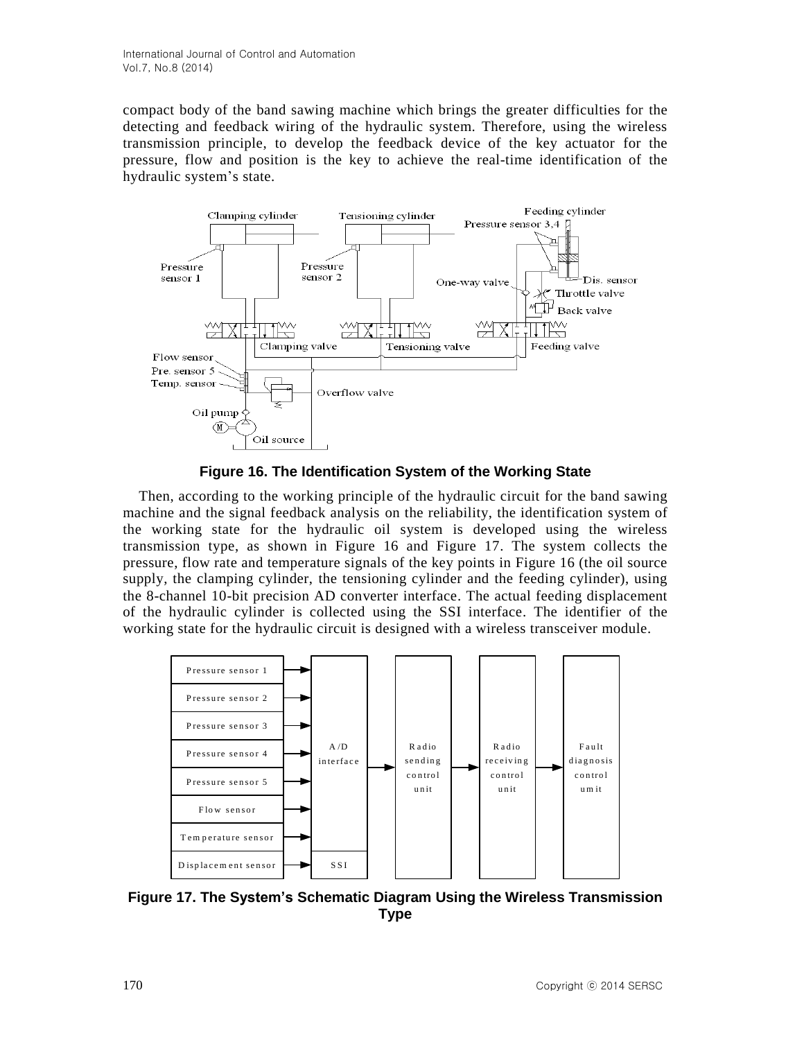compact body of the band sawing machine which brings the greater difficulties for the detecting and feedback wiring of the hydraulic system. Therefore, using the wireless transmission principle, to develop the feedback device of the key actuator for the pressure, flow and position is the key to achieve the real-time identification of the hydraulic system's state.

**Figure 16. The Identification System of the Working State**

Then, according to the working principle of the hydraulic circuit for the band sawing machine and the signal feedback analysis on the reliability, the identification system of the working state for the hydraulic oil system is developed using the wireless transmission type, as shown in Figure 16 and Figure 17. The system collects the pressure, flow rate and temperature signals of the key points in Figure 16 (the oil source supply, the clamping cylinder, the tensioning cylinder and the feeding cylinder), using the 8-channel 10-bit precision AD converter interface. The actual feeding displacement of the hydraulic cylinder is collected using the SSI interface. The identifier of the working state for the hydraulic circuit is designed with a wireless transceiver module.

**Figure 17. The System's Schematic Diagram Using the Wireless Transmission Type**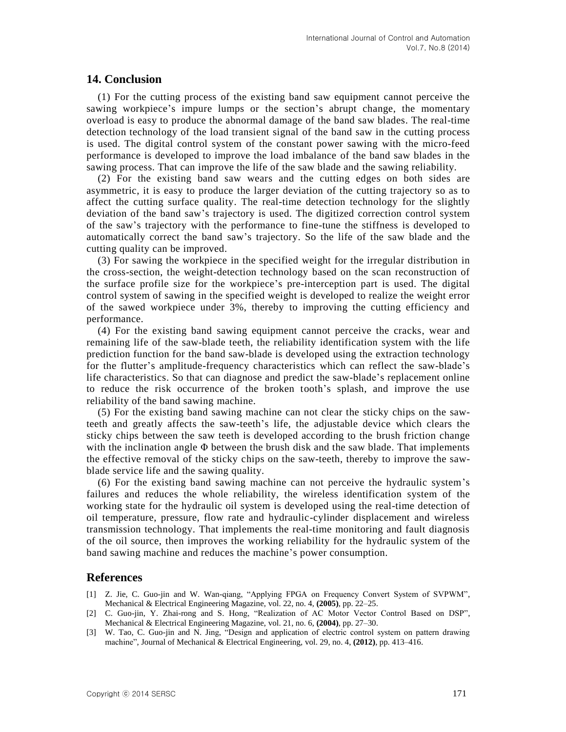## 14. Conclusion

(1) For the cutting process of the existing band saw equipment cannot perceive the sawing workpiece's impure lumps or the section's abrupt change, the momentary overload is easy to produce the abnormal damage of the band saw blades. The real-time detection technology of the load transient signal of the band saw in the cutting process is used. The digital control system of the constant power sawing with the micro-feed performance is developed to improve the load imbalance of the band saw blades in the sawing process. That can improve the life of the saw blade and the sawing reliability.

(2) For the existing band saw wears and the cutting edges on both sides are asymmetric, it is easy to produce the larger deviation of the cutting trajectory so as to affect the cutting surface quality. The real-time detection technology for the slightly deviation of the band saw's trajectory is used. The digitized correction control system of the saw's trajectory with the performance to fine-tune the stiffness is developed to automatically correct the band saw's trajectory. So the life of the saw blade and the cutting quality can be improved.

(3) For sawing the workpiece in the specified weight for the irregular distribution in the cross-section, the weight-detection technology based on the scan reconstruction of the surface profile size for the workpiece's pre-interception part is used. The digital control system of sawing in the specified weight is developed to realize the weight error of the sawed workpiece under 3%, thereby to improving the cutting efficiency and performance.

(4) For the existing band sawing equipment cannot perceive the cracks, wear and remaining life of the saw-blade teeth, the reliability identification system with the life prediction function for the band saw-blade is developed using the extraction technology for the flutter's amplitude-frequency characteristics which can reflect the saw-blade's life characteristics. So that can diagnose and predict the saw-blade's replacement online to reduce the risk occurrence of the broken tooth's splash, and improve the use reliability of the band sawing machine.

(5) For the existing band sawing machine can not clear the sticky chips on the saw-teeth and greatly affects the saw-teeth's life, the adjustable device which clears the sticky chips between the saw teeth is developed according to the brush friction change with the inclination angle $\Phi$ between the brush disk and the saw blade. That implements the effective removal of the sticky chips on the saw-teeth, thereby to improve the saw-blade service life and the sawing quality.

(6) For the existing band sawing machine can not perceive the hydraulic system's failures and reduces the whole reliability, the wireless identification system of the working state for the hydraulic oil system is developed using the real-time detection of oil temperature, pressure, flow rate and hydraulic-cylinder displacement and wireless transmission technology. That implements the real-time monitoring and fault diagnosis of the oil source, then improves the working reliability for the hydraulic system of the band sawing machine and reduces the machine's power consumption.

## References

[1] Z. Jie, C. Guo-jin and W. Wan-qiang, "Applying FPGA on Frequency Convert System of SVPWM", Mechanical & Electrical Engineering Magazine, vol. 22, no. 4, **(2005)**, pp. 22–25.

[2] C. Guo-jin, Y. Zhai-rong and S. Hong, "Realization of AC Motor Vector Control Based on DSP", Mechanical & Electrical Engineering Magazine, vol. 21, no. 6, **(2004)**, pp. 27–30.

[3] W. Tao, C. Guo-jin and N. Jing, "Design and application of electric control system on pattern drawing machine", Journal of Mechanical & Electrical Engineering, vol. 29, no. 4, **(2012)**, pp. 413–416.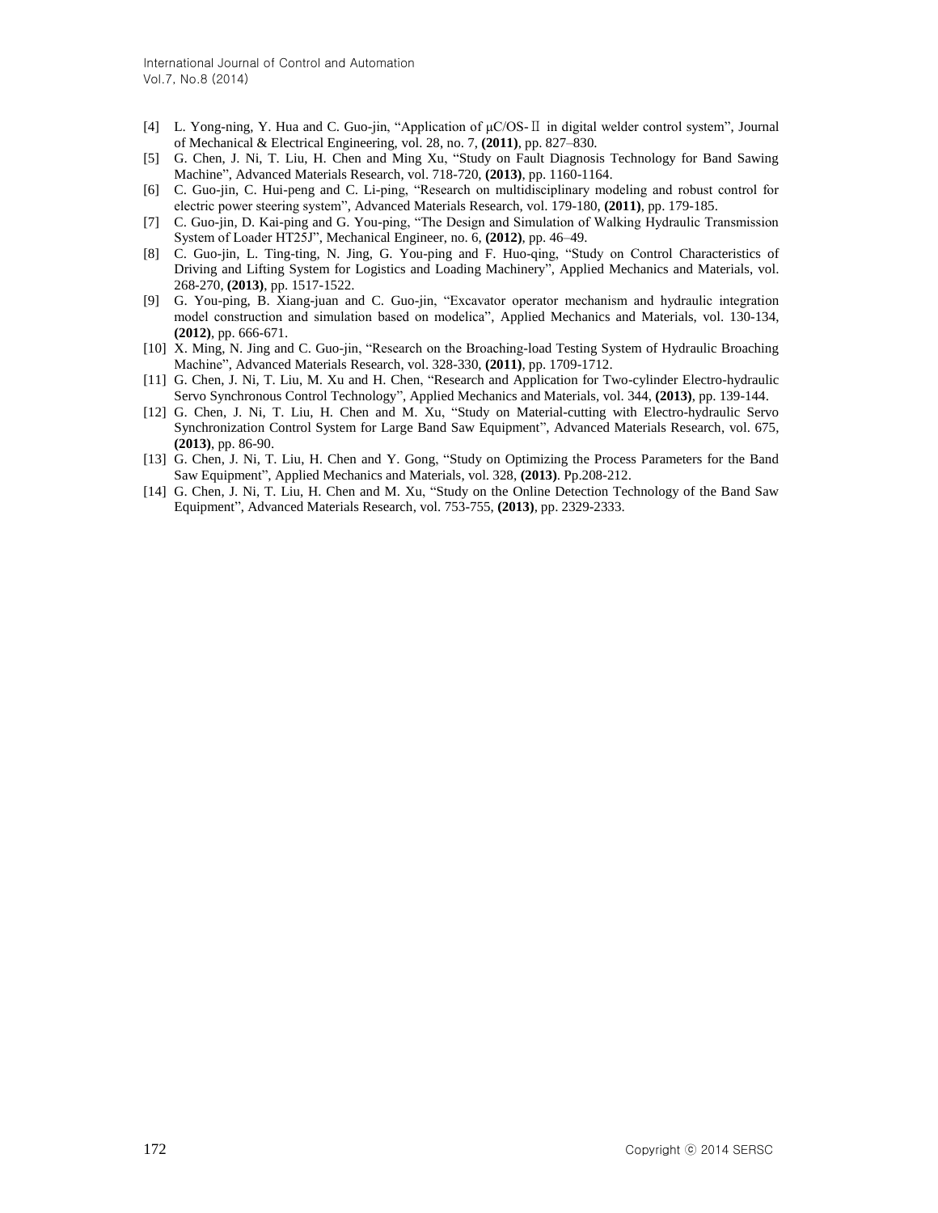[4] L. Yong-ning, Y. Hua and C. Guo-jin, "Application of μC/OS-Ⅱ in digital welder control system", Journal of Mechanical & Electrical Engineering, vol. 28, no. 7, **(2011)**, pp. 827–830.

[5] G. Chen, J. Ni, T. Liu, H. Chen and Ming Xu, "Study on Fault Diagnosis Technology for Band Sawing Machine", Advanced Materials Research, vol. 718-720, **(2013)**, pp. 1160-1164.

[6] C. Guo-jin, C. Hui-peng and C. Li-ping, "Research on multidisciplinary modeling and robust control for electric power steering system", Advanced Materials Research, vol. 179-180, **(2011)**, pp. 179-185.

[7] C. Guo-jin, D. Kai-ping and G. You-ping, "The Design and Simulation of Walking Hydraulic Transmission System of Loader HT25J", Mechanical Engineer, no. 6, **(2012)**, pp. 46–49.

[8] C. Guo-jin, L. Ting-ting, N. Jing, G. You-ping and F. Huo-qing, "Study on Control Characteristics of Driving and Lifting System for Logistics and Loading Machinery", Applied Mechanics and Materials, vol. 268-270, **(2013)**, pp. 1517-1522.

[9] G. You-ping, B. Xiang-juan and C. Guo-jin, "Excavator operator mechanism and hydraulic integration model construction and simulation based on modelica", Applied Mechanics and Materials, vol. 130-134, **(2012)**, pp. 666-671.

[10] X. Ming, N. Jing and C. Guo-jin, "Research on the Broaching-load Testing System of Hydraulic Broaching Machine", Advanced Materials Research, vol. 328-330, **(2011)**, pp. 1709-1712.

[11] G. Chen, J. Ni, T. Liu, M. Xu and H. Chen, "Research and Application for Two-cylinder Electro-hydraulic Servo Synchronous Control Technology", Applied Mechanics and Materials, vol. 344, **(2013)**, pp. 139-144.

[12] G. Chen, J. Ni, T. Liu, H. Chen and M. Xu, "Study on Material-cutting with Electro-hydraulic Servo Synchronization Control System for Large Band Saw Equipment", Advanced Materials Research, vol. 675, **(2013)**, pp. 86-90.

[13] G. Chen, J. Ni, T. Liu, H. Chen and Y. Gong, "Study on Optimizing the Process Parameters for the Band Saw Equipment", Applied Mechanics and Materials, vol. 328, **(2013)**. Pp.208-212.

[14] G. Chen, J. Ni, T. Liu, H. Chen and M. Xu, "Study on the Online Detection Technology of the Band Saw Equipment", Advanced Materials Research, vol. 753-755, **(2013)**, pp. 2329-2333.